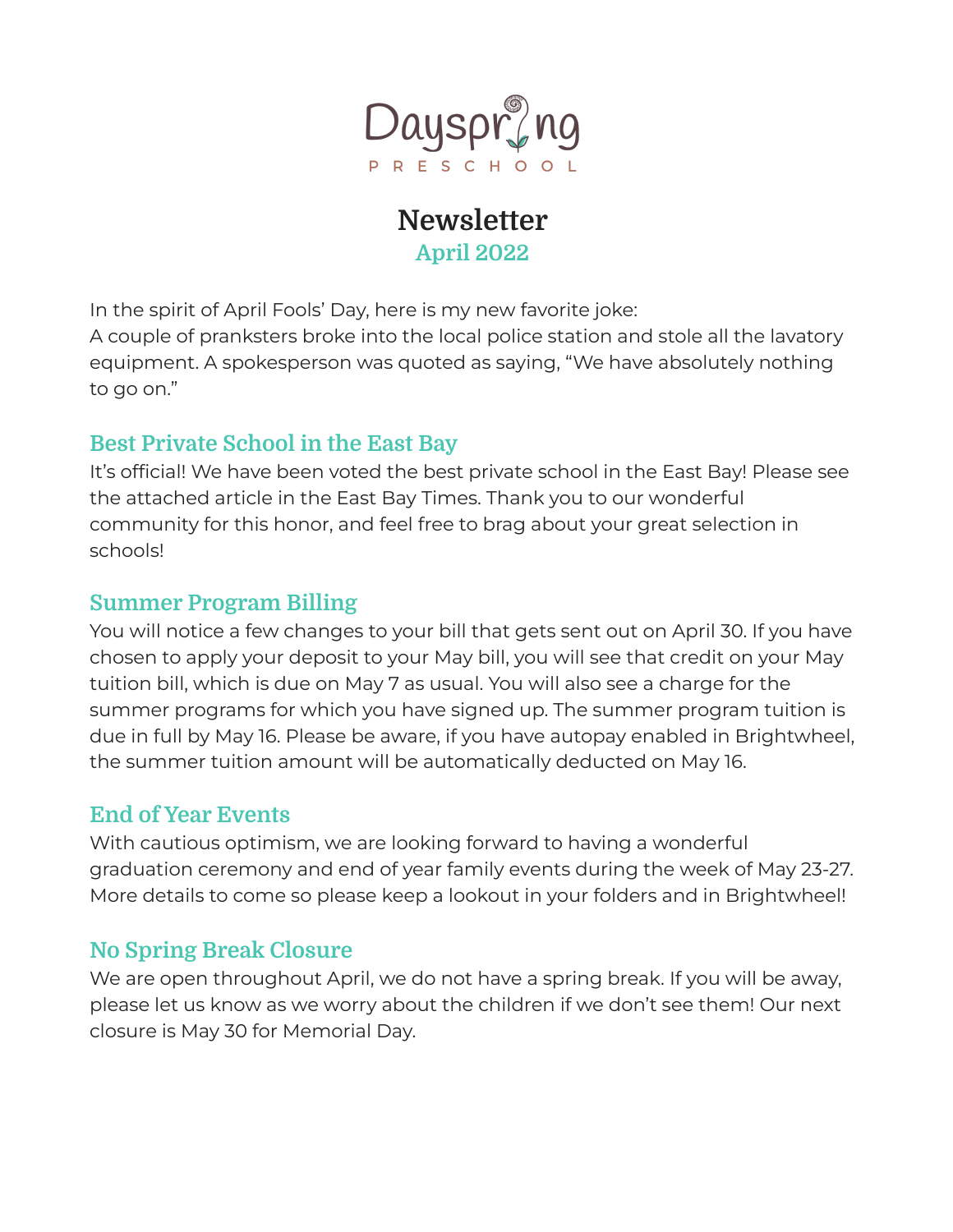Dayspring

PRESCHOOL

# Newsletter

## April 2022

In the spirit of April Fools' Day, here is my new favorite joke:
A couple of pranksters broke into the local police station and stole all the lavatory equipment. A spokesperson was quoted as saying, "We have absolutely nothing to go on."

### Best Private School in the East Bay

It's official! We have been voted the best private school in the East Bay! Please see the attached article in the East Bay Times. Thank you to our wonderful community for this honor, and feel free to brag about your great selection in schools!

### Summer Program Billing

You will notice a few changes to your bill that gets sent out on April 30. If you have chosen to apply your deposit to your May bill, you will see that credit on your May tuition bill, which is due on May 7 as usual. You will also see a charge for the summer programs for which you have signed up. The summer program tuition is due in full by May 16. Please be aware, if you have autopay enabled in Brightwheel, the summer tuition amount will be automatically deducted on May 16.

### End of Year Events

With cautious optimism, we are looking forward to having a wonderful graduation ceremony and end of year family events during the week of May 23-27. More details to come so please keep a lookout in your folders and in Brightwheel!

### No Spring Break Closure

We are open throughout April, we do not have a spring break. If you will be away, please let us know as we worry about the children if we don't see them! Our next closure is May 30 for Memorial Day.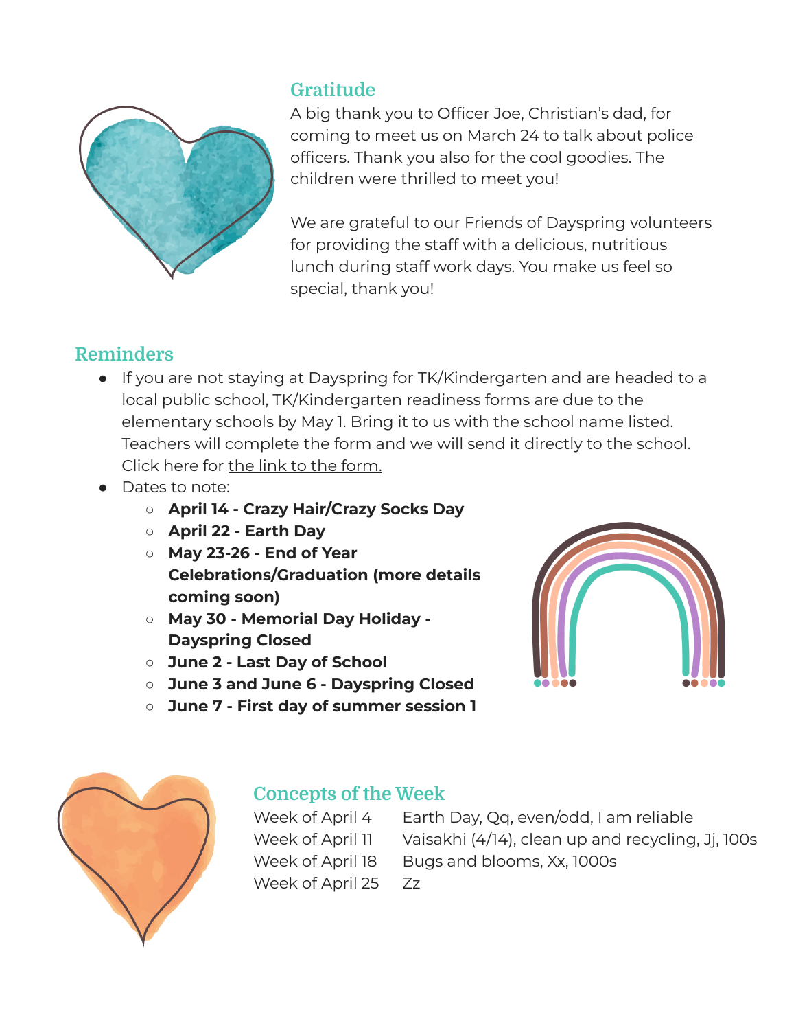## Gratitude

A big thank you to Officer Joe, Christian's dad, for coming to meet us on March 24 to talk about police officers. Thank you also for the cool goodies. The children were thrilled to meet you!

We are grateful to our Friends of Dayspring volunteers for providing the staff with a delicious, nutritious lunch during staff work days. You make us feel so special, thank you!

## Reminders

- If you are not staying at Dayspring for TK/Kindergarten and are headed to a local public school, TK/Kindergarten readiness forms are due to the elementary schools by May 1. Bring it to us with the school name listed. Teachers will complete the form and we will send it directly to the school. Click here for the link to the form.
- Dates to note:
  - **April 14 - Crazy Hair/Crazy Socks Day**
  - **April 22 - Earth Day**
  - **May 23-26 - End of Year Celebrations/Graduation (more details coming soon)**
  - **May 30 - Memorial Day Holiday - Dayspring Closed**
  - **June 2 - Last Day of School**
  - **June 3 and June 6 - Dayspring Closed**
  - **June 7 - First day of summer session 1**

## Concepts of the Week

| | |
|---|---|
| Week of April 4 | Earth Day, Qq, even/odd, I am reliable |
| Week of April 11 | Vaisakhi (4/14), clean up and recycling, Jj, 100s |
| Week of April 18 | Bugs and blooms, Xx, 1000s |
| Week of April 25 | Zz |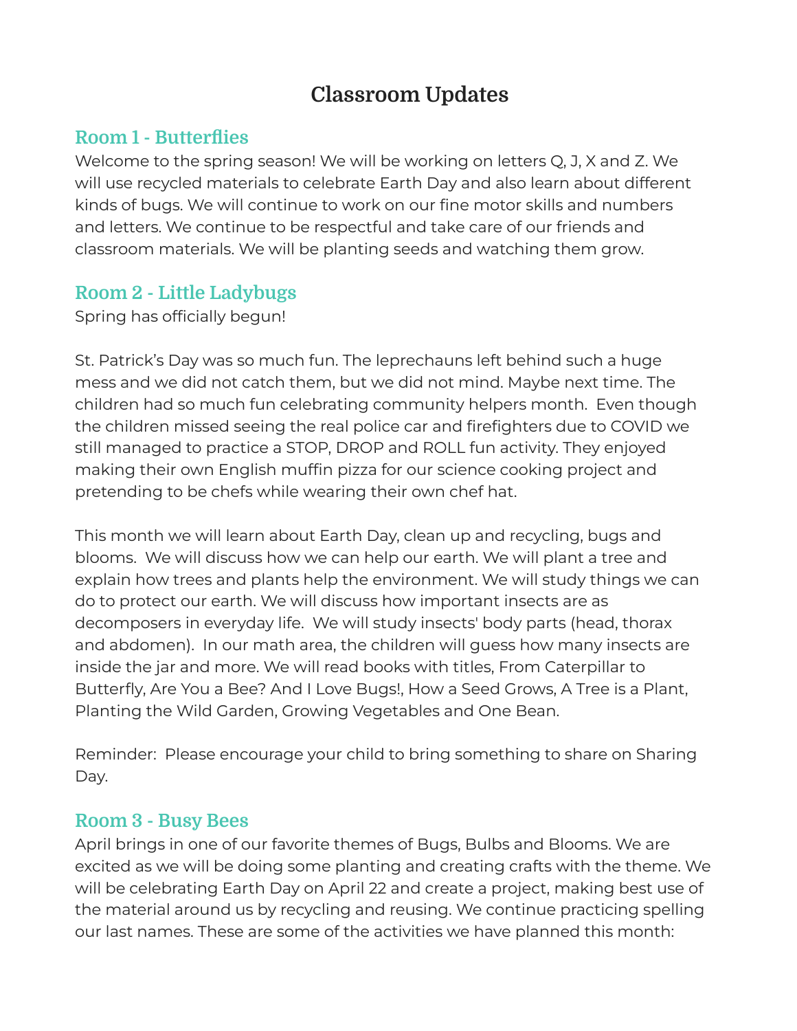# Classroom Updates

## Room 1 - Butterflies

Welcome to the spring season! We will be working on letters Q, J, X and Z. We will use recycled materials to celebrate Earth Day and also learn about different kinds of bugs. We will continue to work on our fine motor skills and numbers and letters. We continue to be respectful and take care of our friends and classroom materials. We will be planting seeds and watching them grow.

## Room 2 - Little Ladybugs

Spring has officially begun!

St. Patrick's Day was so much fun. The leprechauns left behind such a huge mess and we did not catch them, but we did not mind. Maybe next time. The children had so much fun celebrating community helpers month. Even though the children missed seeing the real police car and firefighters due to COVID we still managed to practice a STOP, DROP and ROLL fun activity. They enjoyed making their own English muffin pizza for our science cooking project and pretending to be chefs while wearing their own chef hat.

This month we will learn about Earth Day, clean up and recycling, bugs and blooms. We will discuss how we can help our earth. We will plant a tree and explain how trees and plants help the environment. We will study things we can do to protect our earth. We will discuss how important insects are as decomposers in everyday life. We will study insects' body parts (head, thorax and abdomen). In our math area, the children will guess how many insects are inside the jar and more. We will read books with titles, From Caterpillar to Butterfly, Are You a Bee? And I Love Bugs!, How a Seed Grows, A Tree is a Plant, Planting the Wild Garden, Growing Vegetables and One Bean.

Reminder: Please encourage your child to bring something to share on Sharing Day.

## Room 3 - Busy Bees

April brings in one of our favorite themes of Bugs, Bulbs and Blooms. We are excited as we will be doing some planting and creating crafts with the theme. We will be celebrating Earth Day on April 22 and create a project, making best use of the material around us by recycling and reusing. We continue practicing spelling our last names. These are some of the activities we have planned this month: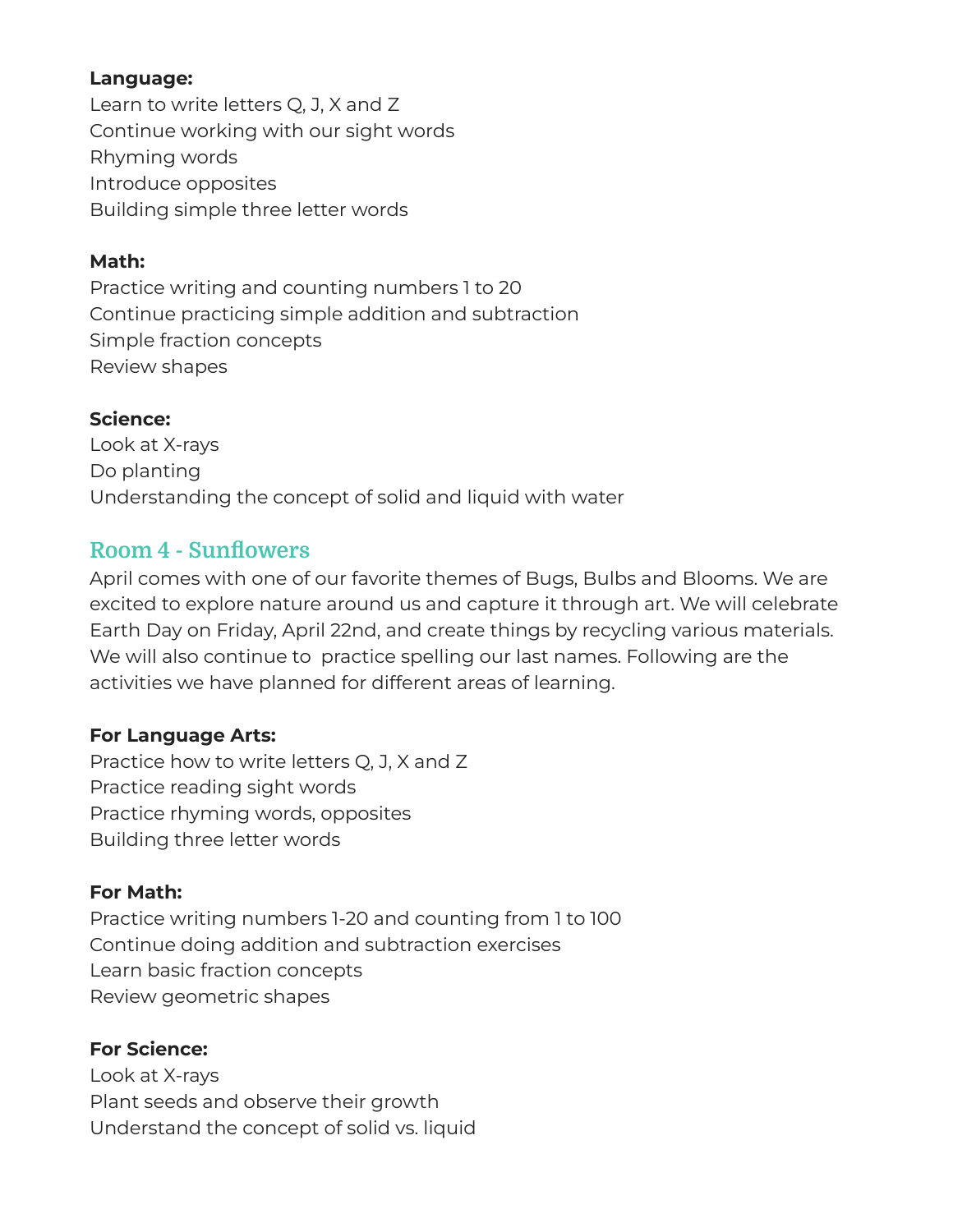**Language:**
Learn to write letters Q, J, X and Z
Continue working with our sight words
Rhyming words
Introduce opposites
Building simple three letter words

**Math:**
Practice writing and counting numbers 1 to 20
Continue practicing simple addition and subtraction
Simple fraction concepts
Review shapes

**Science:**
Look at X-rays
Do planting
Understanding the concept of solid and liquid with water

## Room 4 - Sunflowers

April comes with one of our favorite themes of Bugs, Bulbs and Blooms. We are excited to explore nature around us and capture it through art. We will celebrate Earth Day on Friday, April 22nd, and create things by recycling various materials. We will also continue to practice spelling our last names. Following are the activities we have planned for different areas of learning.

**For Language Arts:**
Practice how to write letters Q, J, X and Z
Practice reading sight words
Practice rhyming words, opposites
Building three letter words

**For Math:**
Practice writing numbers 1-20 and counting from 1 to 100
Continue doing addition and subtraction exercises
Learn basic fraction concepts
Review geometric shapes

**For Science:**
Look at X-rays
Plant seeds and observe their growth
Understand the concept of solid vs. liquid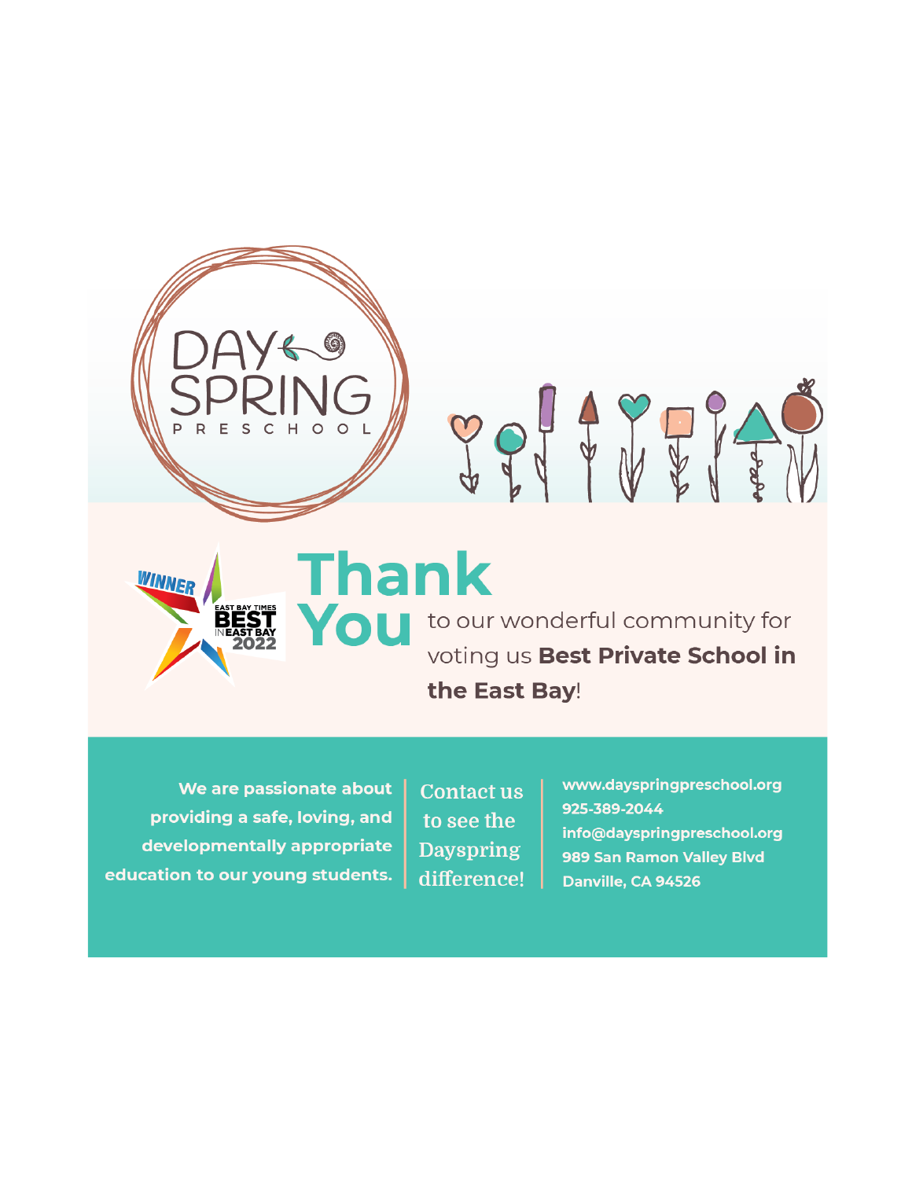DAYSPRING PRESCHOOL

WINNER EAST BAY TIMES BEST IN EAST BAY 2022

# Thank You

to our wonderful community for voting us **Best Private School in the East Bay**!

**We are passionate about providing a safe, loving, and developmentally appropriate education to our young students.**

Contact us to see the Dayspring difference!

**www.dayspringpreschool.org**
**925-389-2044**
**info@dayspringpreschool.org**
**989 San Ramon Valley Blvd**
**Danville, CA 94526**